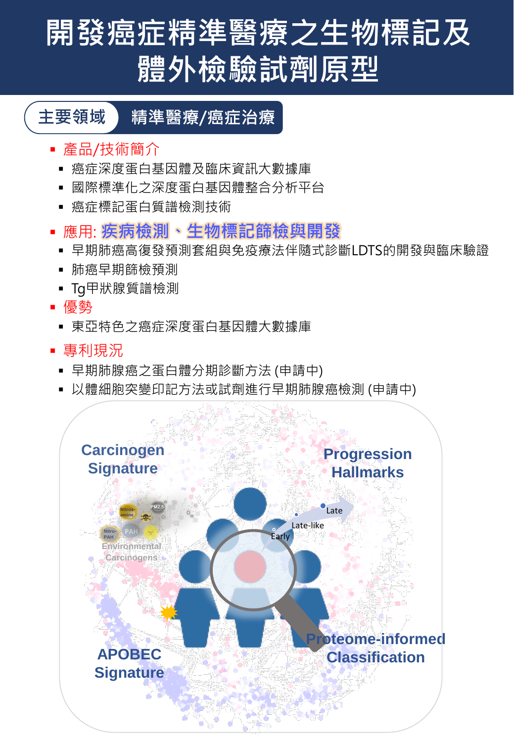# 開發癌症精準醫療之生物標記及體外檢驗試劑原型

**主要領域**　精準醫療/癌症治療

- 產品/技術簡介
  - 癌症深度蛋白基因體及臨床資訊大數據庫
  - 國際標準化之深度蛋白基因體整合分析平台
  - 癌症標記蛋白質譜檢測技術
- 應用: **疾病檢測、生物標記篩檢與開發**
  - 早期肺癌高復發預測套組與免疫療法伴隨式診斷LDTS的開發與臨床驗證
  - 肺癌早期篩檢預測
  - Tg甲狀腺質譜檢測
- 優勢
  - 東亞特色之癌症深度蛋白基因體大數據庫
- 專利現況
  - 早期肺腺癌之蛋白體分期診斷方法 (申請中)
  - 以體細胞突變印記方法或試劑進行早期肺腺癌檢測 (申請中)

Carcinogen Signature

Progression Hallmarks

Environmental Carcinogens

Early　Late-like　Late

APOBEC Signature

Proteome-informed Classification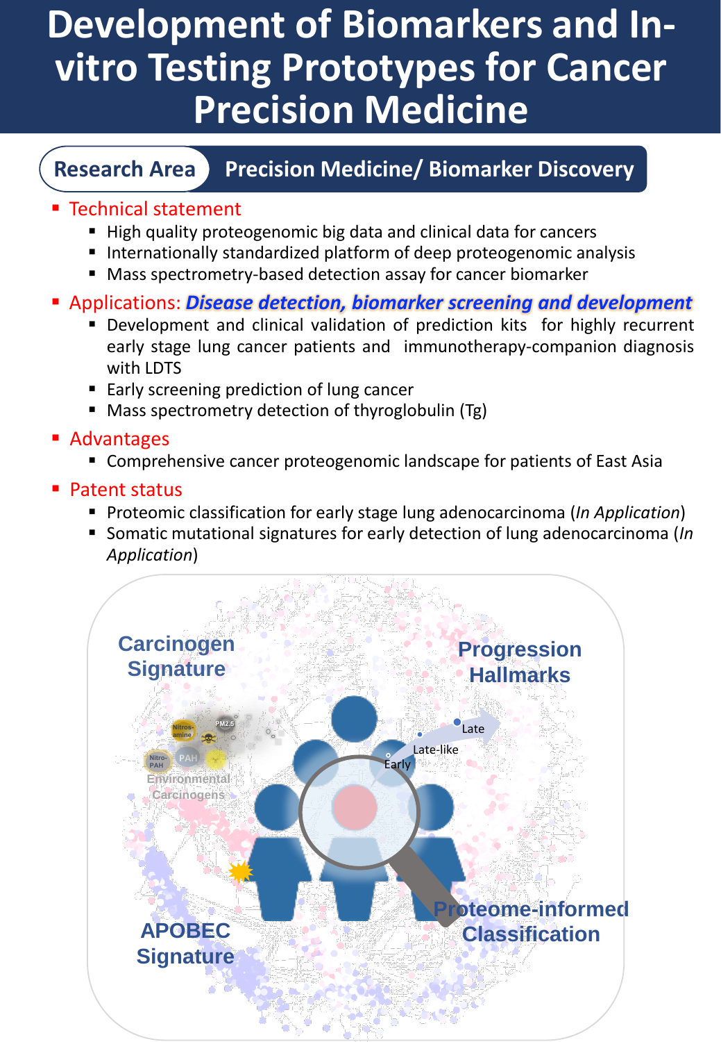# Development of Biomarkers and In-vitro Testing Prototypes for Cancer Precision Medicine

**Research Area** | **Precision Medicine/ Biomarker Discovery**

- Technical statement
  - High quality proteogenomic big data and clinical data for cancers
  - Internationally standardized platform of deep proteogenomic analysis
  - Mass spectrometry-based detection assay for cancer biomarker
- Applications: ***Disease detection, biomarker screening and development***
  - Development and clinical validation of prediction kits for highly recurrent early stage lung cancer patients and immunotherapy-companion diagnosis with LDTS
  - Early screening prediction of lung cancer
  - Mass spectrometry detection of thyroglobulin (Tg)
- Advantages
  - Comprehensive cancer proteogenomic landscape for patients of East Asia
- Patent status
  - Proteomic classification for early stage lung adenocarcinoma (*In Application*)
  - Somatic mutational signatures for early detection of lung adenocarcinoma (*In Application*)

Carcinogen Signature

Progression Hallmarks

Nitros-amine, PM2.5, Nitro-PAH, PAH

Environmental Carcinogens

Early, Late-like, Late

APOBEC Signature

Proteome-informed Classification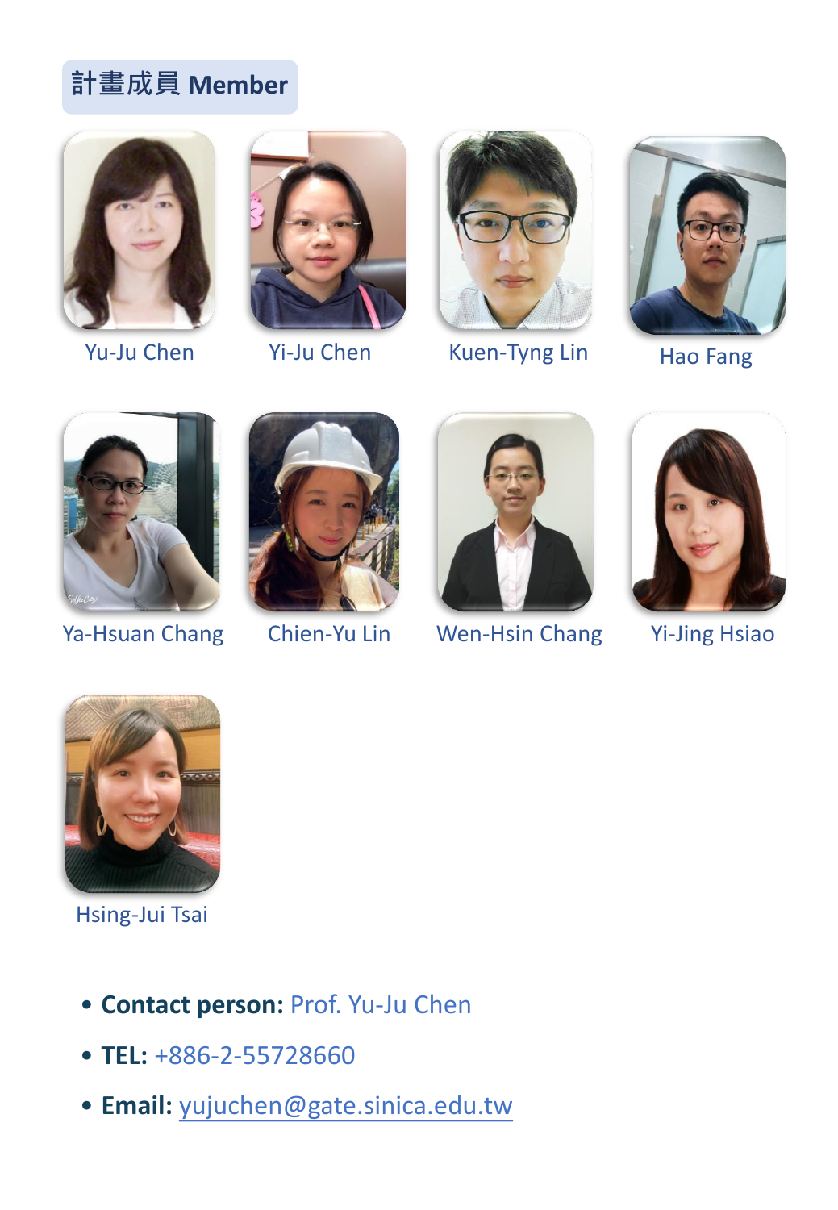## 計畫成員 Member

Yu-Ju Chen

Yi-Ju Chen

Kuen-Tyng Lin

Hao Fang

Ya-Hsuan Chang

Chien-Yu Lin

Wen-Hsin Chang

Yi-Jing Hsiao

Hsing-Jui Tsai

- **Contact person:** Prof. Yu-Ju Chen
- **TEL:** +886-2-55728660
- **Email:** yujuchen@gate.sinica.edu.tw